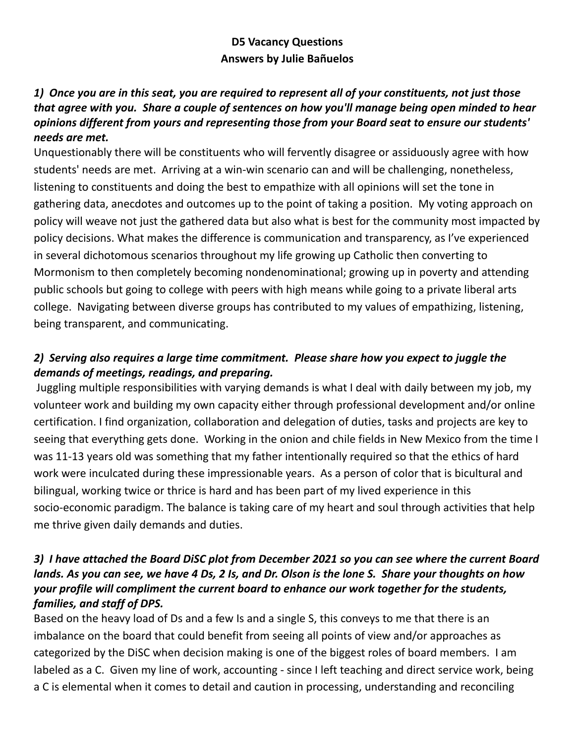**D5 Vacancy Questions**
**Answers by Julie Bañuelos**

***1) Once you are in this seat, you are required to represent all of your constituents, not just those that agree with you. Share a couple of sentences on how you'll manage being open minded to hear opinions different from yours and representing those from your Board seat to ensure our students' needs are met.***

Unquestionably there will be constituents who will fervently disagree or assiduously agree with how students' needs are met. Arriving at a win-win scenario can and will be challenging, nonetheless, listening to constituents and doing the best to empathize with all opinions will set the tone in gathering data, anecdotes and outcomes up to the point of taking a position. My voting approach on policy will weave not just the gathered data but also what is best for the community most impacted by policy decisions. What makes the difference is communication and transparency, as I've experienced in several dichotomous scenarios throughout my life growing up Catholic then converting to Mormonism to then completely becoming nondenominational; growing up in poverty and attending public schools but going to college with peers with high means while going to a private liberal arts college. Navigating between diverse groups has contributed to my values of empathizing, listening, being transparent, and communicating.

***2) Serving also requires a large time commitment. Please share how you expect to juggle the demands of meetings, readings, and preparing.***

Juggling multiple responsibilities with varying demands is what I deal with daily between my job, my volunteer work and building my own capacity either through professional development and/or online certification. I find organization, collaboration and delegation of duties, tasks and projects are key to seeing that everything gets done. Working in the onion and chile fields in New Mexico from the time I was 11-13 years old was something that my father intentionally required so that the ethics of hard work were inculcated during these impressionable years. As a person of color that is bicultural and bilingual, working twice or thrice is hard and has been part of my lived experience in this socio-economic paradigm. The balance is taking care of my heart and soul through activities that help me thrive given daily demands and duties.

***3) I have attached the Board DiSC plot from December 2021 so you can see where the current Board lands. As you can see, we have 4 Ds, 2 Is, and Dr. Olson is the lone S. Share your thoughts on how your profile will compliment the current board to enhance our work together for the students, families, and staff of DPS.***

Based on the heavy load of Ds and a few Is and a single S, this conveys to me that there is an imbalance on the board that could benefit from seeing all points of view and/or approaches as categorized by the DiSC when decision making is one of the biggest roles of board members. I am labeled as a C. Given my line of work, accounting - since I left teaching and direct service work, being a C is elemental when it comes to detail and caution in processing, understanding and reconciling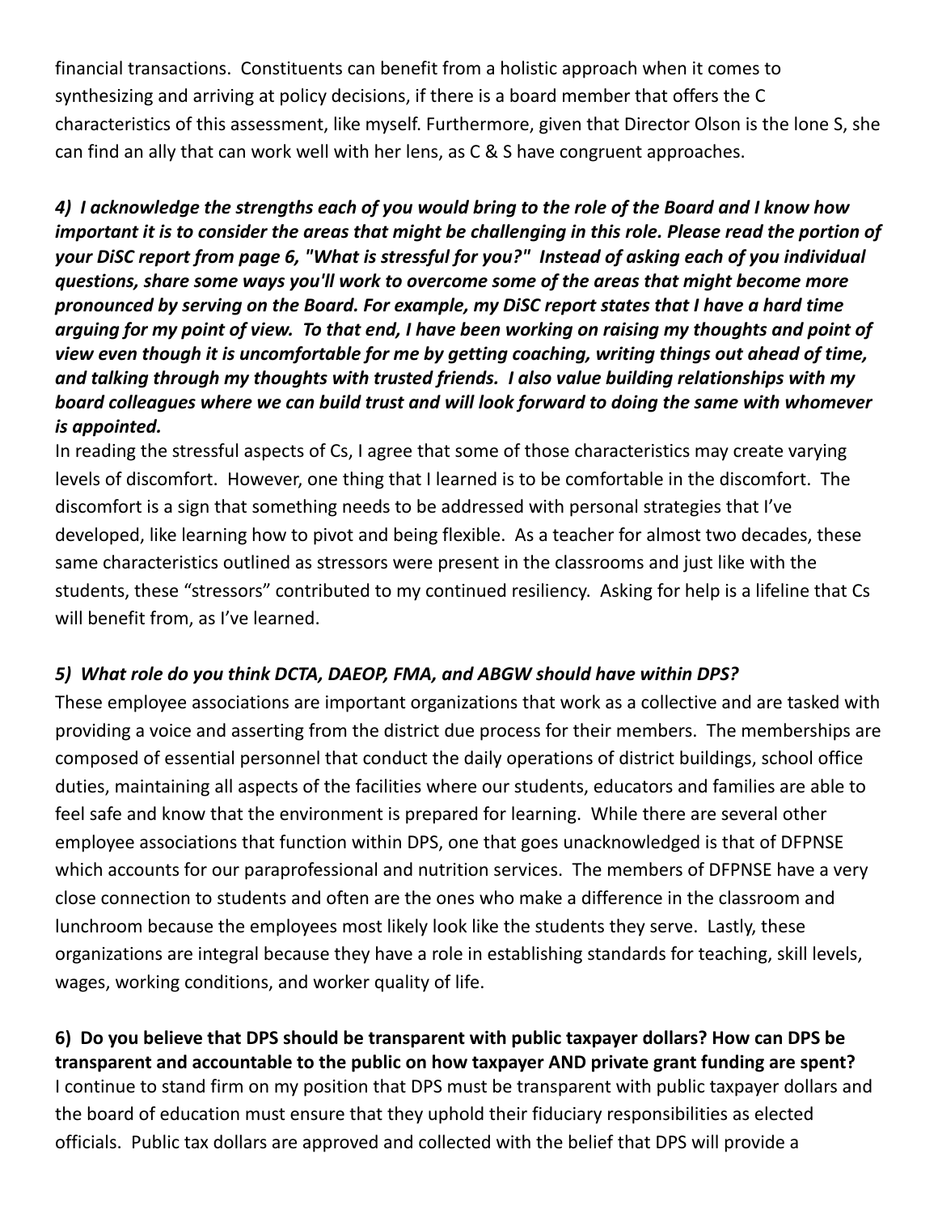financial transactions. Constituents can benefit from a holistic approach when it comes to synthesizing and arriving at policy decisions, if there is a board member that offers the C characteristics of this assessment, like myself. Furthermore, given that Director Olson is the lone S, she can find an ally that can work well with her lens, as C & S have congruent approaches.

***4) I acknowledge the strengths each of you would bring to the role of the Board and I know how important it is to consider the areas that might be challenging in this role. Please read the portion of your DiSC report from page 6, "What is stressful for you?" Instead of asking each of you individual questions, share some ways you'll work to overcome some of the areas that might become more pronounced by serving on the Board. For example, my DiSC report states that I have a hard time arguing for my point of view. To that end, I have been working on raising my thoughts and point of view even though it is uncomfortable for me by getting coaching, writing things out ahead of time, and talking through my thoughts with trusted friends. I also value building relationships with my board colleagues where we can build trust and will look forward to doing the same with whomever is appointed.***

In reading the stressful aspects of Cs, I agree that some of those characteristics may create varying levels of discomfort. However, one thing that I learned is to be comfortable in the discomfort. The discomfort is a sign that something needs to be addressed with personal strategies that I've developed, like learning how to pivot and being flexible. As a teacher for almost two decades, these same characteristics outlined as stressors were present in the classrooms and just like with the students, these "stressors" contributed to my continued resiliency. Asking for help is a lifeline that Cs will benefit from, as I've learned.

***5) What role do you think DCTA, DAEOP, FMA, and ABGW should have within DPS?***

These employee associations are important organizations that work as a collective and are tasked with providing a voice and asserting from the district due process for their members. The memberships are composed of essential personnel that conduct the daily operations of district buildings, school office duties, maintaining all aspects of the facilities where our students, educators and families are able to feel safe and know that the environment is prepared for learning. While there are several other employee associations that function within DPS, one that goes unacknowledged is that of DFPNSE which accounts for our paraprofessional and nutrition services. The members of DFPNSE have a very close connection to students and often are the ones who make a difference in the classroom and lunchroom because the employees most likely look like the students they serve. Lastly, these organizations are integral because they have a role in establishing standards for teaching, skill levels, wages, working conditions, and worker quality of life.

**6) Do you believe that DPS should be transparent with public taxpayer dollars? How can DPS be transparent and accountable to the public on how taxpayer AND private grant funding are spent?**

I continue to stand firm on my position that DPS must be transparent with public taxpayer dollars and the board of education must ensure that they uphold their fiduciary responsibilities as elected officials. Public tax dollars are approved and collected with the belief that DPS will provide a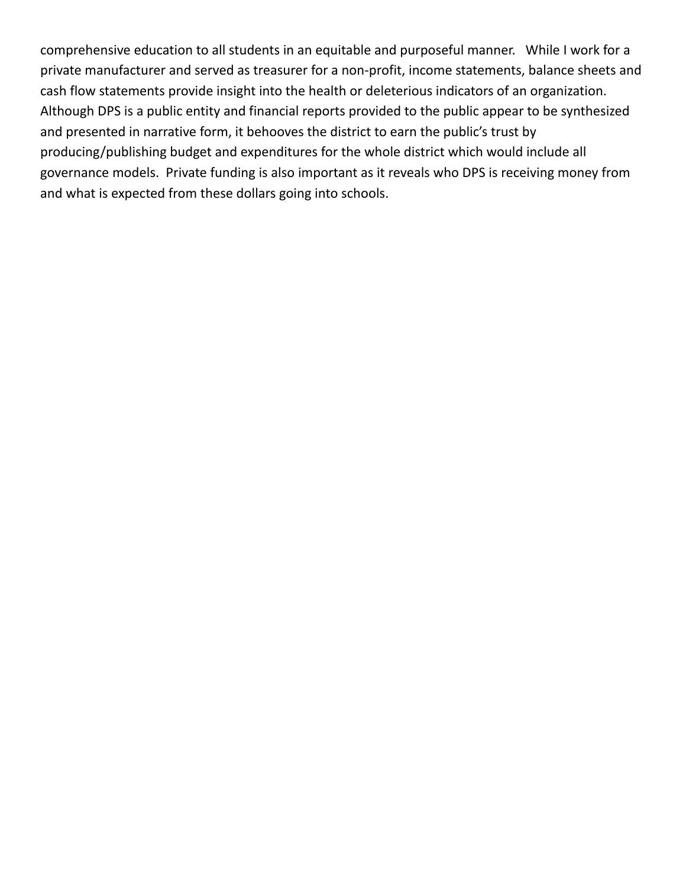comprehensive education to all students in an equitable and purposeful manner. While I work for a private manufacturer and served as treasurer for a non-profit, income statements, balance sheets and cash flow statements provide insight into the health or deleterious indicators of an organization. Although DPS is a public entity and financial reports provided to the public appear to be synthesized and presented in narrative form, it behooves the district to earn the public's trust by producing/publishing budget and expenditures for the whole district which would include all governance models. Private funding is also important as it reveals who DPS is receiving money from and what is expected from these dollars going into schools.